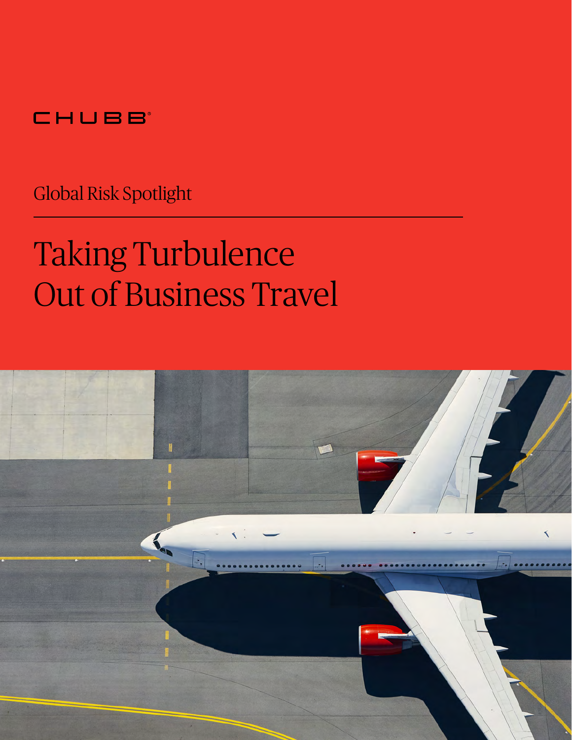CHUBB®

Global Risk Spotlight

# Taking Turbulence Out of Business Travel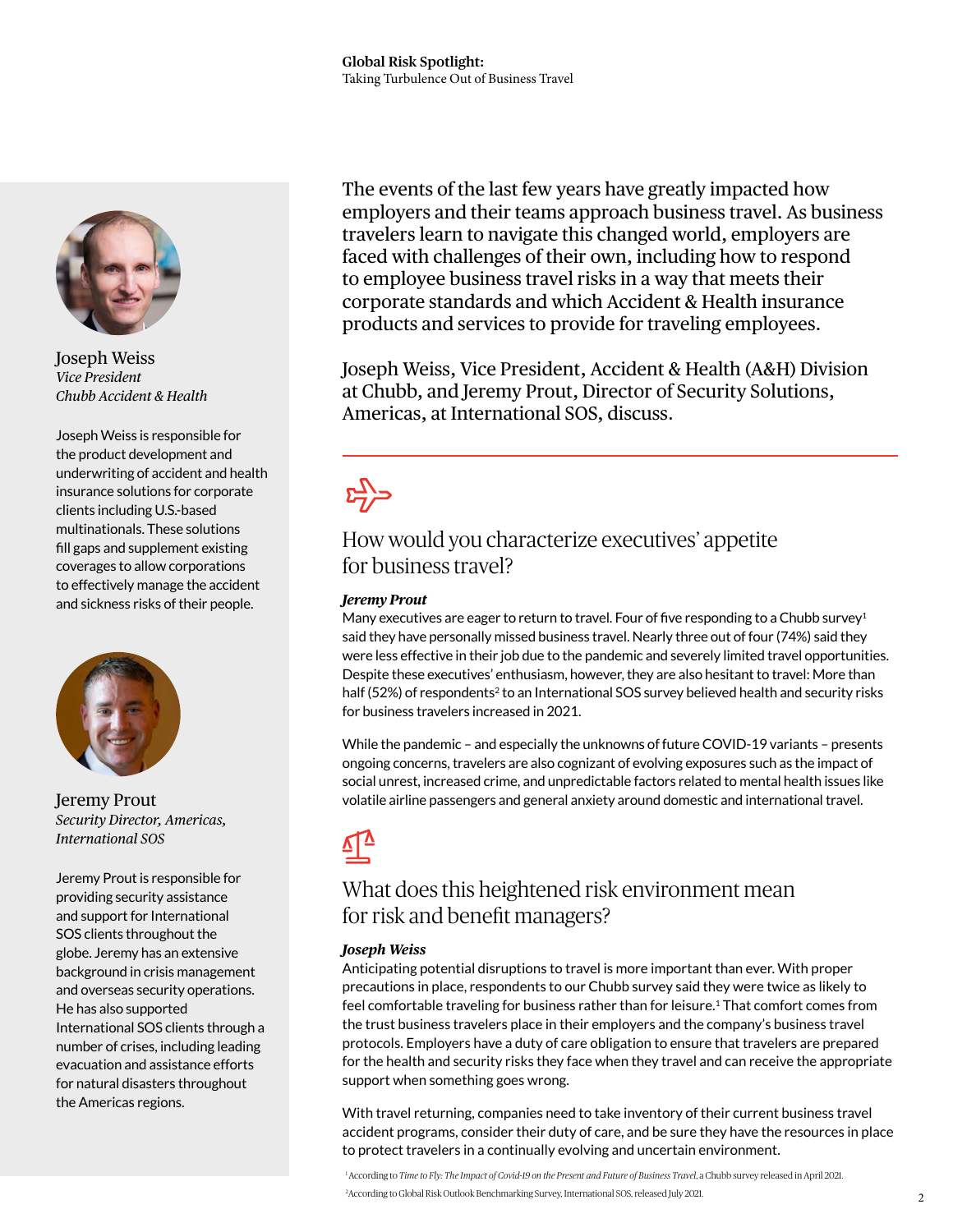Joseph Weiss
*Vice President*
*Chubb Accident & Health*

Joseph Weiss is responsible for the product development and underwriting of accident and health insurance solutions for corporate clients including U.S.-based multinationals. These solutions fill gaps and supplement existing coverages to allow corporations to effectively manage the accident and sickness risks of their people.

Jeremy Prout
*Security Director, Americas,*
*International SOS*

Jeremy Prout is responsible for providing security assistance and support for International SOS clients throughout the globe. Jeremy has an extensive background in crisis management and overseas security operations. He has also supported International SOS clients through a number of crises, including leading evacuation and assistance efforts for natural disasters throughout the Americas regions.

The events of the last few years have greatly impacted how employers and their teams approach business travel. As business travelers learn to navigate this changed world, employers are faced with challenges of their own, including how to respond to employee business travel risks in a way that meets their corporate standards and which Accident & Health insurance products and services to provide for traveling employees.

Joseph Weiss, Vice President, Accident & Health (A&H) Division at Chubb, and Jeremy Prout, Director of Security Solutions, Americas, at International SOS, discuss.

## How would you characterize executives' appetite for business travel?

***Jeremy Prout***

Many executives are eager to return to travel. Four of five responding to a Chubb survey[1] said they have personally missed business travel. Nearly three out of four (74%) said they were less effective in their job due to the pandemic and severely limited travel opportunities. Despite these executives' enthusiasm, however, they are also hesitant to travel: More than half (52%) of respondents[2] to an International SOS survey believed health and security risks for business travelers increased in 2021.

While the pandemic – and especially the unknowns of future COVID-19 variants – presents ongoing concerns, travelers are also cognizant of evolving exposures such as the impact of social unrest, increased crime, and unpredictable factors related to mental health issues like volatile airline passengers and general anxiety around domestic and international travel.

## What does this heightened risk environment mean for risk and benefit managers?

***Joseph Weiss***

Anticipating potential disruptions to travel is more important than ever. With proper precautions in place, respondents to our Chubb survey said they were twice as likely to feel comfortable traveling for business rather than for leisure.[1] That comfort comes from the trust business travelers place in their employers and the company's business travel protocols. Employers have a duty of care obligation to ensure that travelers are prepared for the health and security risks they face when they travel and can receive the appropriate support when something goes wrong.

With travel returning, companies need to take inventory of their current business travel accident programs, consider their duty of care, and be sure they have the resources in place to protect travelers in a continually evolving and uncertain environment.

[1] According to *Time to Fly: The Impact of Covid-19 on the Present and Future of Business Travel*, a Chubb survey released in April 2021.

[2] According to Global Risk Outlook Benchmarking Survey, International SOS, released July 2021.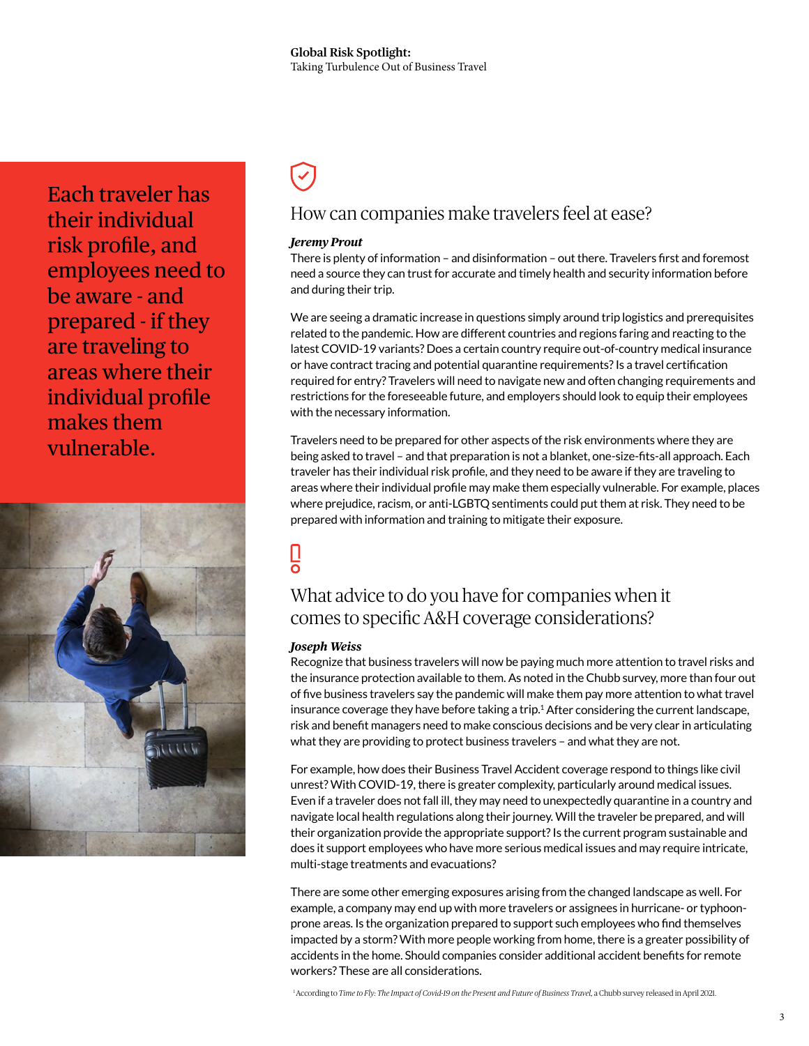> Each traveler has their individual risk profile, and employees need to be aware - and prepared - if they are traveling to areas where their individual profile makes them vulnerable.

## How can companies make travelers feel at ease?

***Jeremy Prout***

There is plenty of information – and disinformation – out there. Travelers first and foremost need a source they can trust for accurate and timely health and security information before and during their trip.

We are seeing a dramatic increase in questions simply around trip logistics and prerequisites related to the pandemic. How are different countries and regions faring and reacting to the latest COVID-19 variants? Does a certain country require out-of-country medical insurance or have contract tracing and potential quarantine requirements? Is a travel certification required for entry? Travelers will need to navigate new and often changing requirements and restrictions for the foreseeable future, and employers should look to equip their employees with the necessary information.

Travelers need to be prepared for other aspects of the risk environments where they are being asked to travel – and that preparation is not a blanket, one-size-fits-all approach. Each traveler has their individual risk profile, and they need to be aware if they are traveling to areas where their individual profile may make them especially vulnerable. For example, places where prejudice, racism, or anti-LGBTQ sentiments could put them at risk. They need to be prepared with information and training to mitigate their exposure.

## What advice to do you have for companies when it comes to specific A&H coverage considerations?

***Joseph Weiss***

Recognize that business travelers will now be paying much more attention to travel risks and the insurance protection available to them. As noted in the Chubb survey, more than four out of five business travelers say the pandemic will make them pay more attention to what travel insurance coverage they have before taking a trip.[1] After considering the current landscape, risk and benefit managers need to make conscious decisions and be very clear in articulating what they are providing to protect business travelers – and what they are not.

For example, how does their Business Travel Accident coverage respond to things like civil unrest? With COVID-19, there is greater complexity, particularly around medical issues. Even if a traveler does not fall ill, they may need to unexpectedly quarantine in a country and navigate local health regulations along their journey. Will the traveler be prepared, and will their organization provide the appropriate support? Is the current program sustainable and does it support employees who have more serious medical issues and may require intricate, multi-stage treatments and evacuations?

There are some other emerging exposures arising from the changed landscape as well. For example, a company may end up with more travelers or assignees in hurricane- or typhoon-prone areas. Is the organization prepared to support such employees who find themselves impacted by a storm? With more people working from home, there is a greater possibility of accidents in the home. Should companies consider additional accident benefits for remote workers? These are all considerations.

[1] According to *Time to Fly: The Impact of Covid-19 on the Present and Future of Business Travel*, a Chubb survey released in April 2021.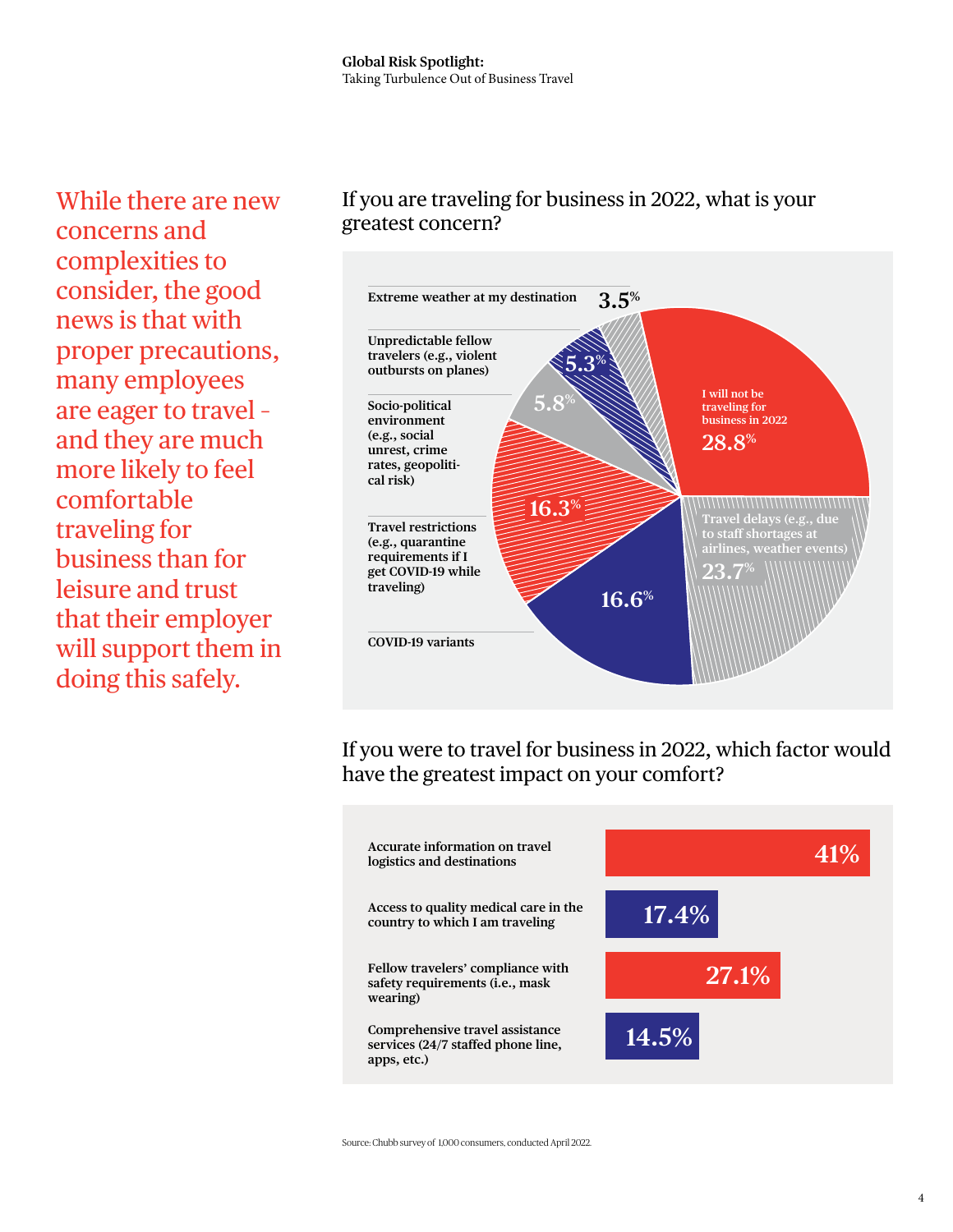While there are new concerns and complexities to consider, the good news is that with proper precautions, many employees are eager to travel - and they are much more likely to feel comfortable traveling for business than for leisure and trust that their employer will support them in doing this safely.

### If you are traveling for business in 2022, what is your greatest concern?

| Concern | Percentage |
| --- | --- |
| I will not be traveling for business in 2022 | 28.8% |
| Travel delays (e.g., due to staff shortages at airlines, weather events) | 23.7% |
| COVID-19 variants | 16.6% |
| Travel restrictions (e.g., quarantine requirements if I get COVID-19 while traveling) | 16.3% |
| Socio-political environment (e.g., social unrest, crime rates, geopolitical risk) | 5.8% |
| Unpredictable fellow travelers (e.g., violent outbursts on planes) | 5.3% |
| Extreme weather at my destination | 3.5% |

### If you were to travel for business in 2022, which factor would have the greatest impact on your comfort?

| Factor | Percentage |
| --- | --- |
| Accurate information on travel logistics and destinations | 41% |
| Access to quality medical care in the country to which I am traveling | 17.4% |
| Fellow travelers' compliance with safety requirements (i.e., mask wearing) | 27.1% |
| Comprehensive travel assistance services (24/7 staffed phone line, apps, etc.) | 14.5% |

Source: Chubb survey of 1,000 consumers, conducted April 2022.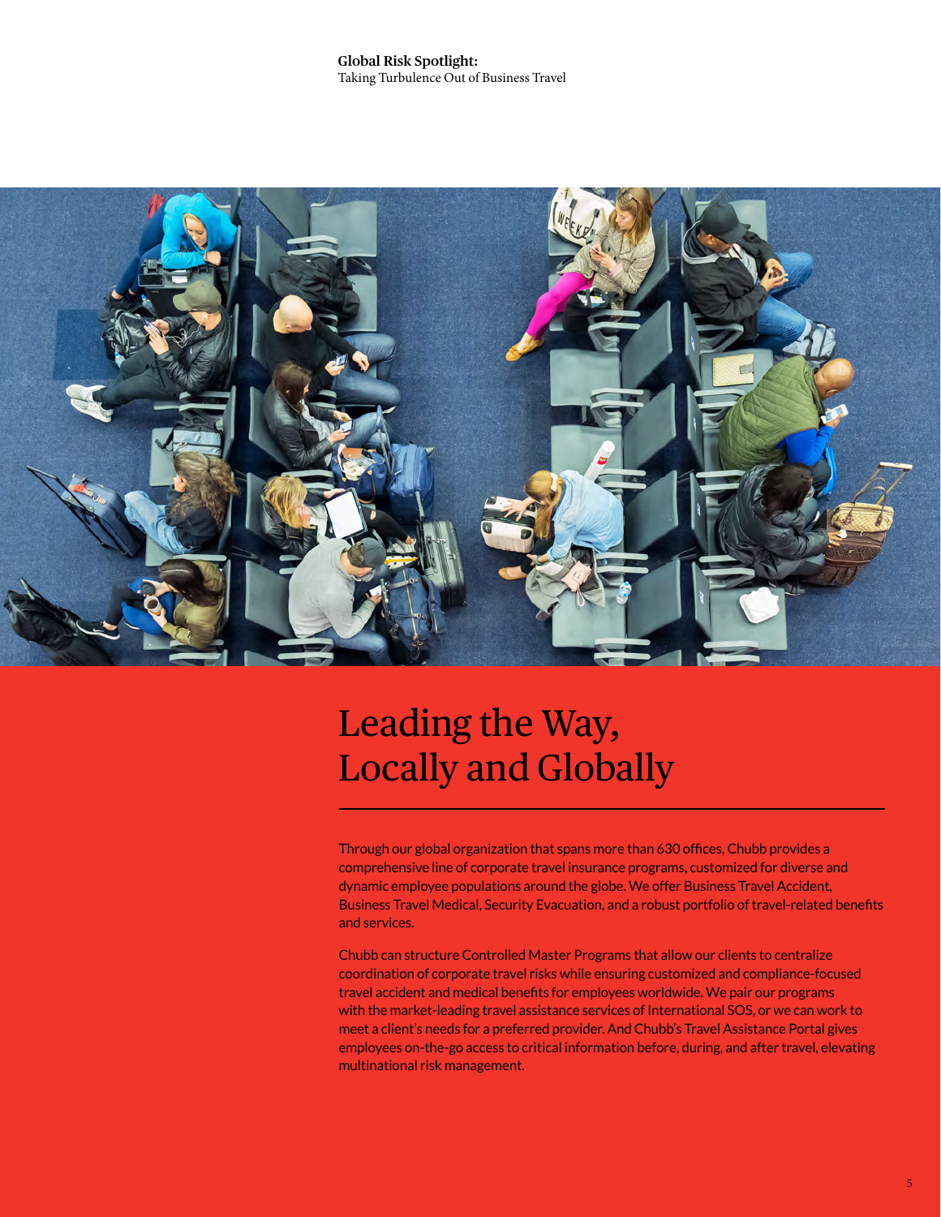# Leading the Way, Locally and Globally

Through our global organization that spans more than 630 offices, Chubb provides a comprehensive line of corporate travel insurance programs, customized for diverse and dynamic employee populations around the globe. We offer Business Travel Accident, Business Travel Medical, Security Evacuation, and a robust portfolio of travel-related benefits and services.

Chubb can structure Controlled Master Programs that allow our clients to centralize coordination of corporate travel risks while ensuring customized and compliance-focused travel accident and medical benefits for employees worldwide. We pair our programs with the market-leading travel assistance services of International SOS, or we can work to meet a client's needs for a preferred provider. And Chubb's Travel Assistance Portal gives employees on-the-go access to critical information before, during, and after travel, elevating multinational risk management.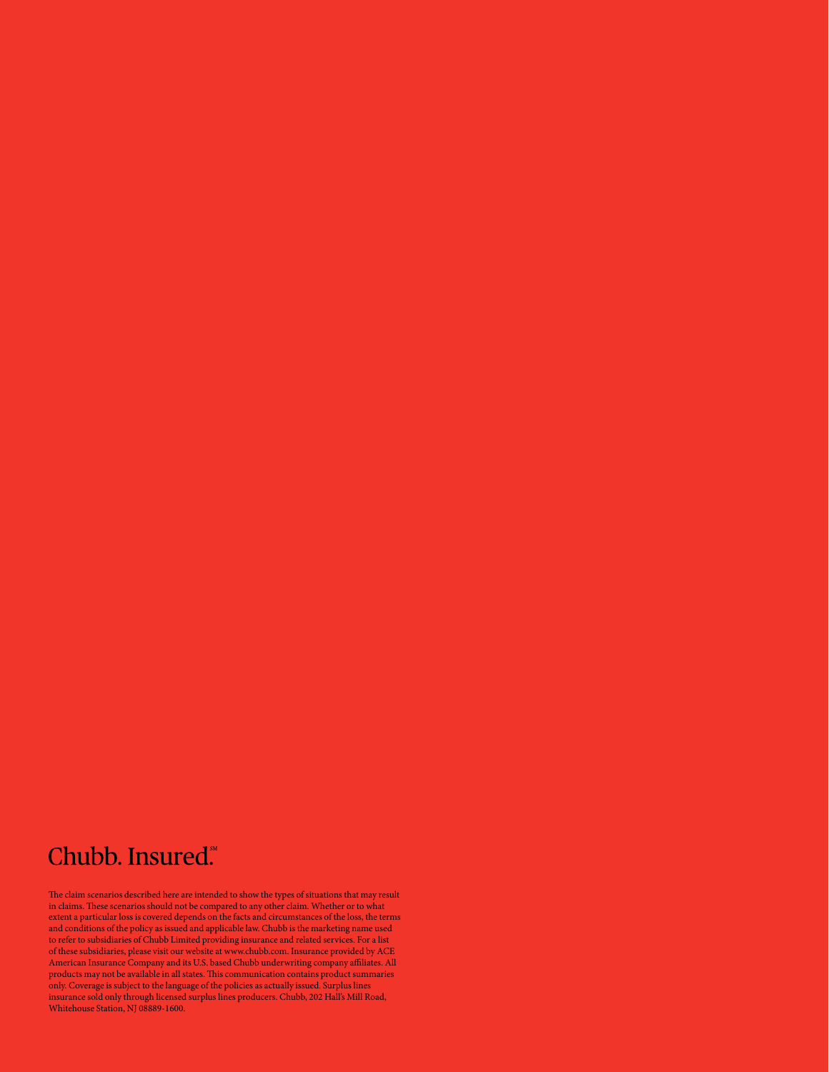Chubb. Insured.℠

The claim scenarios described here are intended to show the types of situations that may result in claims. These scenarios should not be compared to any other claim. Whether or to what extent a particular loss is covered depends on the facts and circumstances of the loss, the terms and conditions of the policy as issued and applicable law. Chubb is the marketing name used to refer to subsidiaries of Chubb Limited providing insurance and related services. For a list of these subsidiaries, please visit our website at www.chubb.com. Insurance provided by ACE American Insurance Company and its U.S. based Chubb underwriting company affiliates. All products may not be available in all states. This communication contains product summaries only. Coverage is subject to the language of the policies as actually issued. Surplus lines insurance sold only through licensed surplus lines producers. Chubb, 202 Hall's Mill Road, Whitehouse Station, NJ 08889-1600.